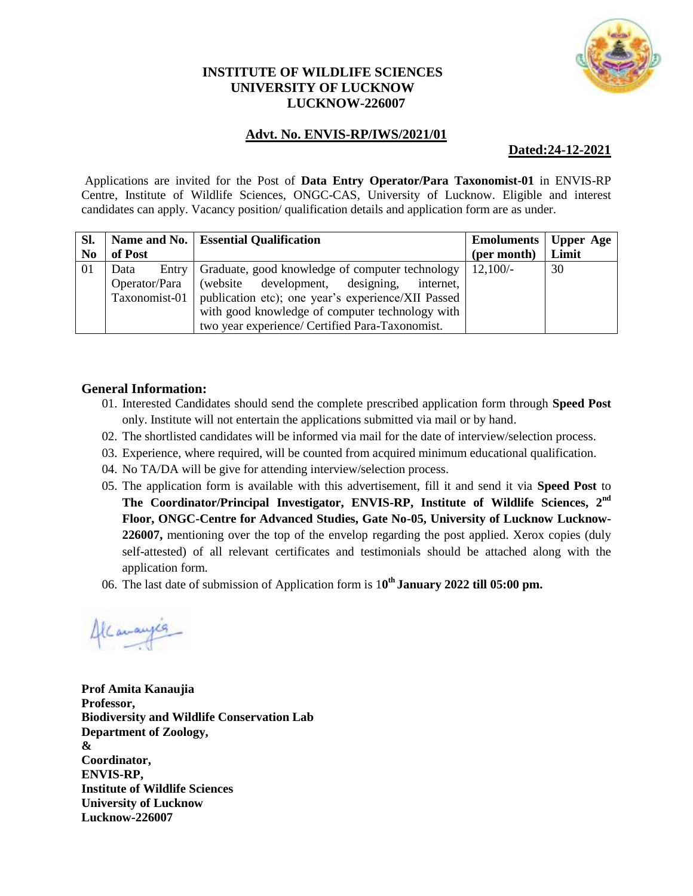# INSTITUTE OF WILDLIFE SCIENCES
## UNIVERSITY OF LUCKNOW
## LUCKNOW-226007

**Advt. No. ENVIS-RP/IWS/2021/01**

**Dated:24-12-2021**

Applications are invited for the Post of **Data Entry Operator/Para Taxonomist-01** in ENVIS-RP Centre, Institute of Wildlife Sciences, ONGC-CAS, University of Lucknow. Eligible and interest candidates can apply. Vacancy position/ qualification details and application form are as under.

| Sl. No | Name and No. of Post | Essential Qualification | Emoluments (per month) | Upper Age Limit |
|---|---|---|---|---|
| 01 | Data Entry Operator/Para Taxonomist-01 | Graduate, good knowledge of computer technology (website development, designing, internet, publication etc); one year's experience/XII Passed with good knowledge of computer technology with two year experience/ Certified Para-Taxonomist. | 12,100/- | 30 |

### General Information:

01. Interested Candidates should send the complete prescribed application form through **Speed Post** only. Institute will not entertain the applications submitted via mail or by hand.
02. The shortlisted candidates will be informed via mail for the date of interview/selection process.
03. Experience, where required, will be counted from acquired minimum educational qualification.
04. No TA/DA will be give for attending interview/selection process.
05. The application form is available with this advertisement, fill it and send it via **Speed Post** to **The Coordinator/Principal Investigator, ENVIS-RP, Institute of Wildlife Sciences, 2nd Floor, ONGC-Centre for Advanced Studies, Gate No-05, University of Lucknow Lucknow-226007,** mentioning over the top of the envelop regarding the post applied. Xerox copies (duly self-attested) of all relevant certificates and testimonials should be attached along with the application form.
06. The last date of submission of Application form is 1**0th January 2022 till 05:00 pm.**

**Prof Amita Kanaujia**
**Professor,**
**Biodiversity and Wildlife Conservation Lab**
**Department of Zoology,**
**&**
**Coordinator,**
**ENVIS-RP,**
**Institute of Wildlife Sciences**
**University of Lucknow**
**Lucknow-226007**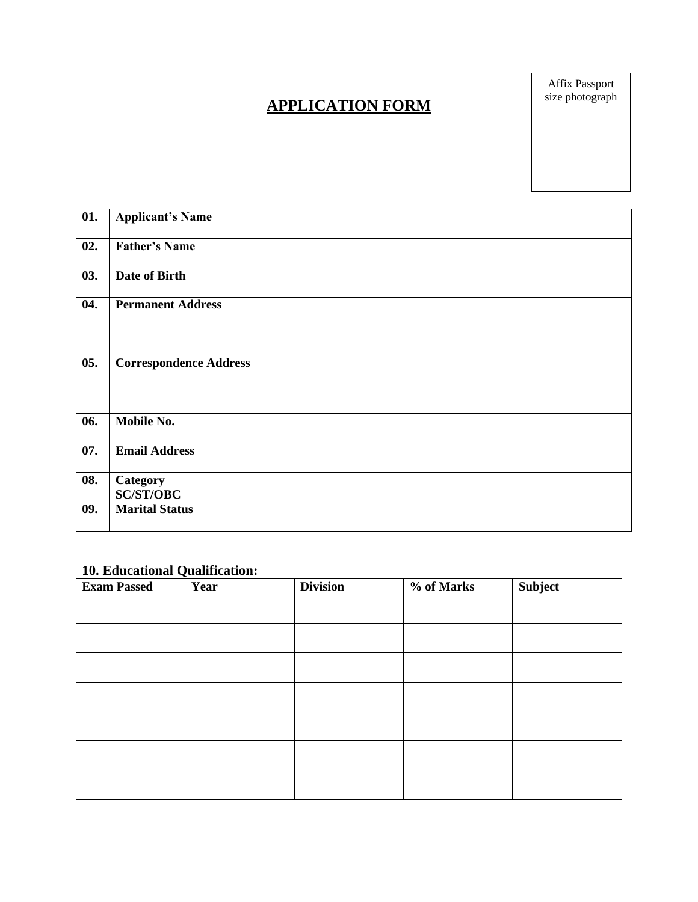Affix Passport size photograph

# APPLICATION FORM

| | | |
|---|---|---|
| **01.** | **Applicant's Name** | |
| **02.** | **Father's Name** | |
| **03.** | **Date of Birth** | |
| **04.** | **Permanent Address** | |
| **05.** | **Correspondence Address** | |
| **06.** | **Mobile No.** | |
| **07.** | **Email Address** | |
| **08.** | **Category SC/ST/OBC** | |
| **09.** | **Marital Status** | |

### 10. Educational Qualification:

| **Exam Passed** | **Year** | **Division** | **% of Marks** | **Subject** |
|---|---|---|---|---|
| | | | | |
| | | | | |
| | | | | |
| | | | | |
| | | | | |
| | | | | |
| | | | | |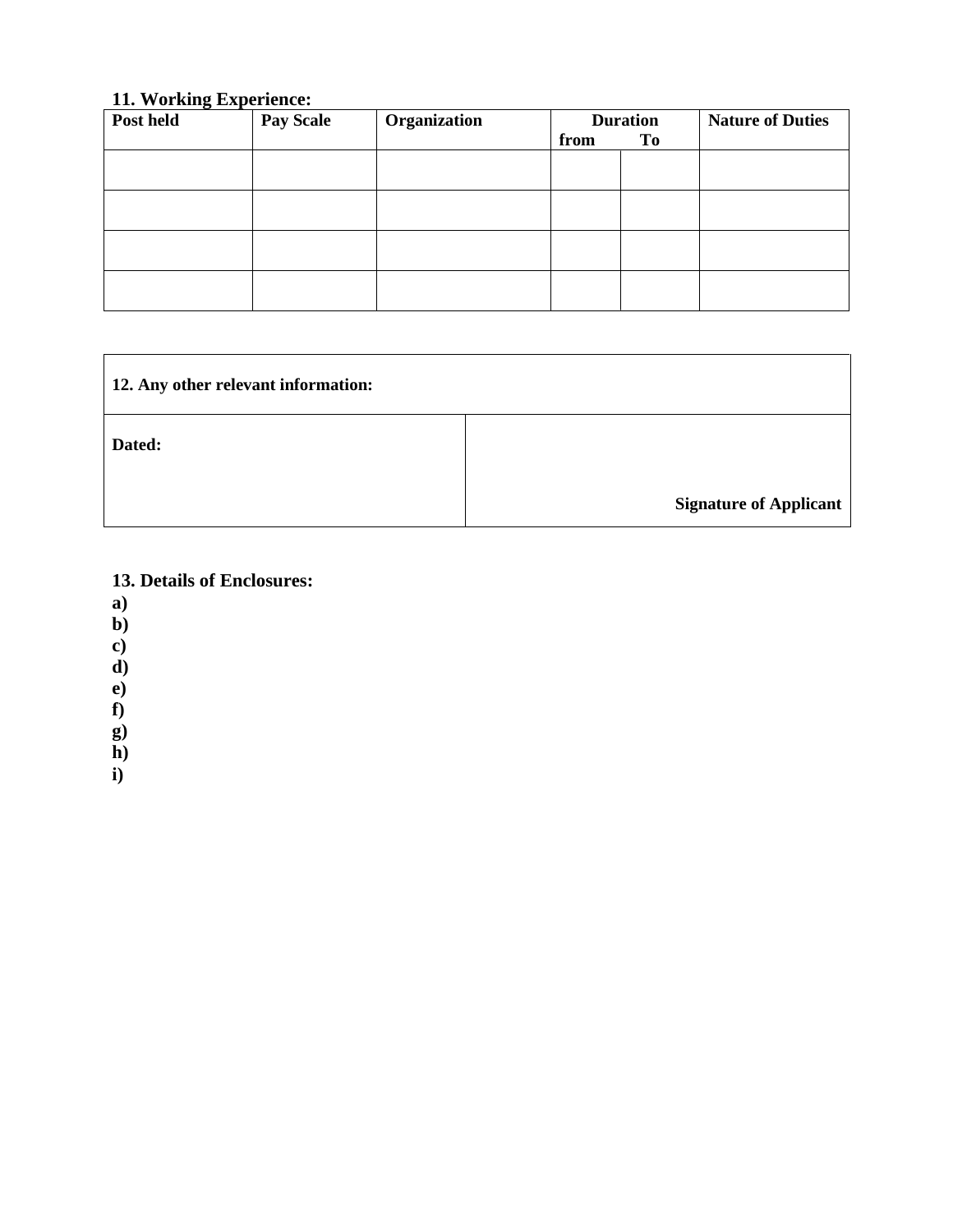**11. Working Experience:**

| Post held | Pay Scale | Organization | Duration from | To | Nature of Duties |
|---|---|---|---|---|---|
| | | | | | |
| | | | | | |
| | | | | | |
| | | | | | |

| **12. Any other relevant information:** | |
|---|---|
| **Dated:** | **Signature of Applicant** |

**13. Details of Enclosures:**

**a)**
**b)**
**c)**
**d)**
**e)**
**f)**
**g)**
**h)**
**i)**